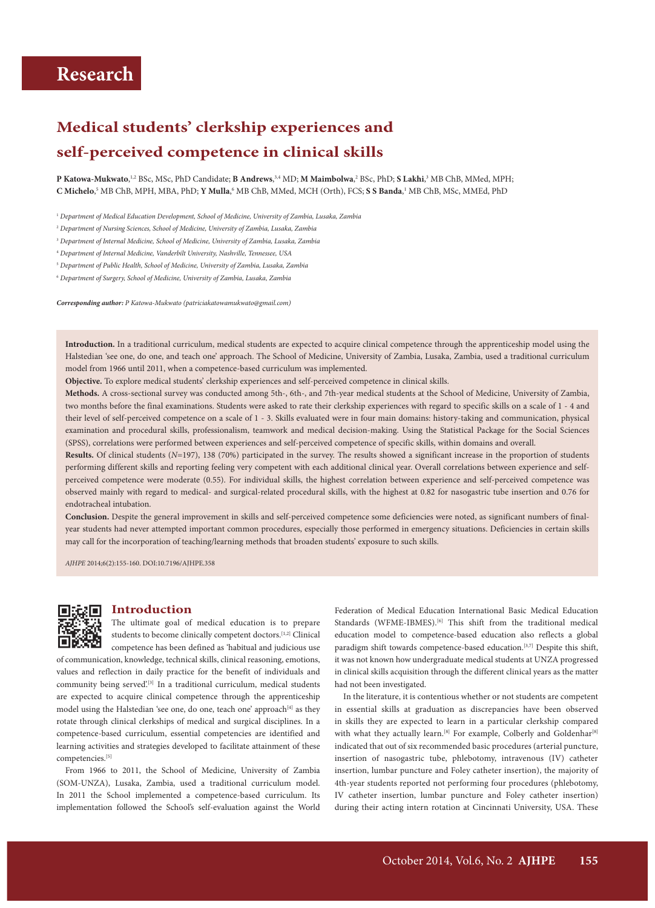Research

# Medical students' clerkship experiences and self-perceived competence in clinical skills

**P Katowa-Mukwato**,[1,2] BSc, MSc, PhD Candidate; **B Andrews**,[3,4] MD; **M Maimbolwa**,[2] BSc, PhD; **S Lakhi**,[3] MB ChB, MMed, MPH; **C Michelo**,[5] MB ChB, MPH, MBA, PhD; **Y Mulla**,[6] MB ChB, MMed, MCH (Orth), FCS; **S S Banda**,[1] MB ChB, MSc, MMEd, PhD

[1] *Department of Medical Education Development, School of Medicine, University of Zambia, Lusaka, Zambia*

[2] *Department of Nursing Sciences, School of Medicine, University of Zambia, Lusaka, Zambia*

[3] *Department of Internal Medicine, School of Medicine, University of Zambia, Lusaka, Zambia*

[4] *Department of Internal Medicine, Vanderbilt University, Nashville, Tennessee, USA*

[5] *Department of Public Health, School of Medicine, University of Zambia, Lusaka, Zambia*

[6] *Department of Surgery, School of Medicine, University of Zambia, Lusaka, Zambia*

***Corresponding author:*** *P Katowa-Mukwato (patriciakatowamukwato@gmail.com)*

**Introduction.** In a traditional curriculum, medical students are expected to acquire clinical competence through the apprenticeship model using the Halstedian 'see one, do one, and teach one' approach. The School of Medicine, University of Zambia, Lusaka, Zambia, used a traditional curriculum model from 1966 until 2011, when a competence-based curriculum was implemented.

**Objective.** To explore medical students' clerkship experiences and self-perceived competence in clinical skills.

**Methods.** A cross-sectional survey was conducted among 5th-, 6th-, and 7th-year medical students at the School of Medicine, University of Zambia, two months before the final examinations. Students were asked to rate their clerkship experiences with regard to specific skills on a scale of 1 - 4 and their level of self-perceived competence on a scale of 1 - 3. Skills evaluated were in four main domains: history-taking and communication, physical examination and procedural skills, professionalism, teamwork and medical decision-making. Using the Statistical Package for the Social Sciences (SPSS), correlations were performed between experiences and self-perceived competence of specific skills, within domains and overall.

**Results.** Of clinical students ($N$=197), 138 (70%) participated in the survey. The results showed a significant increase in the proportion of students performing different skills and reporting feeling very competent with each additional clinical year. Overall correlations between experience and self-perceived competence were moderate (0.55). For individual skills, the highest correlation between experience and self-perceived competence was observed mainly with regard to medical- and surgical-related procedural skills, with the highest at 0.82 for nasogastric tube insertion and 0.76 for endotracheal intubation.

**Conclusion.** Despite the general improvement in skills and self-perceived competence some deficiencies were noted, as significant numbers of final-year students had never attempted important common procedures, especially those performed in emergency situations. Deficiencies in certain skills may call for the incorporation of teaching/learning methods that broaden students' exposure to such skills.

*AJHPE* 2014;6(2):155-160. DOI:10.7196/AJHPE.358

## Introduction

The ultimate goal of medical education is to prepare students to become clinically competent doctors.[1,2] Clinical competence has been defined as 'habitual and judicious use of communication, knowledge, technical skills, clinical reasoning, emotions, values and reflection in daily practice for the benefit of individuals and community being served'.[3] In a traditional curriculum, medical students are expected to acquire clinical competence through the apprenticeship model using the Halstedian 'see one, do one, teach one' approach[4] as they rotate through clinical clerkships of medical and surgical disciplines. In a competence-based curriculum, essential competencies are identified and learning activities and strategies developed to facilitate attainment of these competencies.[5]

From 1966 to 2011, the School of Medicine, University of Zambia (SOM-UNZA), Lusaka, Zambia, used a traditional curriculum model. In 2011 the School implemented a competence-based curriculum. Its implementation followed the School's self-evaluation against the World Federation of Medical Education International Basic Medical Education Standards (WFME-IBMES).[6] This shift from the traditional medical education model to competence-based education also reflects a global paradigm shift towards competence-based education.[3,7] Despite this shift, it was not known how undergraduate medical students at UNZA progressed in clinical skills acquisition through the different clinical years as the matter had not been investigated.

In the literature, it is contentious whether or not students are competent in essential skills at graduation as discrepancies have been observed in skills they are expected to learn in a particular clerkship compared with what they actually learn.[8] For example, Colberly and Goldenhar[8] indicated that out of six recommended basic procedures (arterial puncture, insertion of nasogastric tube, phlebotomy, intravenous (IV) catheter insertion, lumbar puncture and Foley catheter insertion), the majority of 4th-year students reported not performing four procedures (phlebotomy, IV catheter insertion, lumbar puncture and Foley catheter insertion) during their acting intern rotation at Cincinnati University, USA. These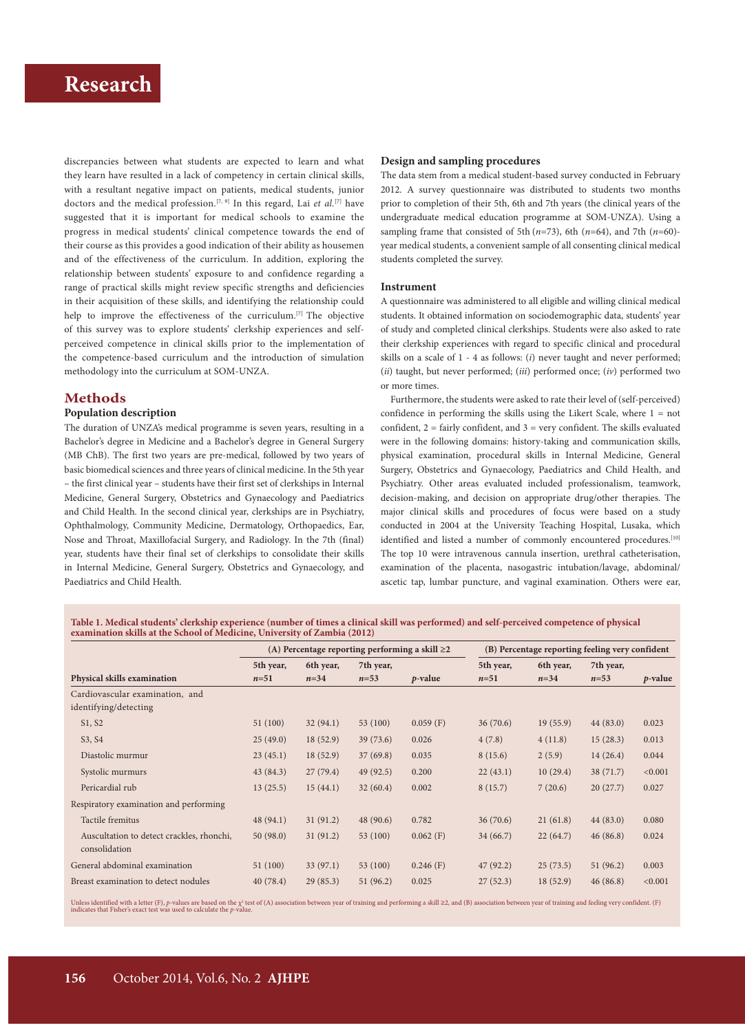discrepancies between what students are expected to learn and what they learn have resulted in a lack of competency in certain clinical skills, with a resultant negative impact on patients, medical students, junior doctors and the medical profession.[7, 9] In this regard, Lai *et al.*[7] have suggested that it is important for medical schools to examine the progress in medical students' clinical competence towards the end of their course as this provides a good indication of their ability as housemen and of the effectiveness of the curriculum. In addition, exploring the relationship between students' exposure to and confidence regarding a range of practical skills might review specific strengths and deficiencies in their acquisition of these skills, and identifying the relationship could help to improve the effectiveness of the curriculum.[7] The objective of this survey was to explore students' clerkship experiences and self-perceived competence in clinical skills prior to the implementation of the competence-based curriculum and the introduction of simulation methodology into the curriculum at SOM-UNZA.

## Methods

### Population description

The duration of UNZA's medical programme is seven years, resulting in a Bachelor's degree in Medicine and a Bachelor's degree in General Surgery (MB ChB). The first two years are pre-medical, followed by two years of basic biomedical sciences and three years of clinical medicine. In the 5th year – the first clinical year – students have their first set of clerkships in Internal Medicine, General Surgery, Obstetrics and Gynaecology and Paediatrics and Child Health. In the second clinical year, clerkships are in Psychiatry, Ophthalmology, Community Medicine, Dermatology, Orthopaedics, Ear, Nose and Throat, Maxillofacial Surgery, and Radiology. In the 7th (final) year, students have their final set of clerkships to consolidate their skills in Internal Medicine, General Surgery, Obstetrics and Gynaecology, and Paediatrics and Child Health.

### Design and sampling procedures

The data stem from a medical student-based survey conducted in February 2012. A survey questionnaire was distributed to students two months prior to completion of their 5th, 6th and 7th years (the clinical years of the undergraduate medical education programme at SOM-UNZA). Using a sampling frame that consisted of 5th ($n$=73), 6th ($n$=64), and 7th ($n$=60)-year medical students, a convenient sample of all consenting clinical medical students completed the survey.

### Instrument

A questionnaire was administered to all eligible and willing clinical medical students. It obtained information on sociodemographic data, students' year of study and completed clinical clerkships. Students were also asked to rate their clerkship experiences with regard to specific clinical and procedural skills on a scale of 1 - 4 as follows: (*i*) never taught and never performed; (*ii*) taught, but never performed; (*iii*) performed once; (*iv*) performed two or more times.

Furthermore, the students were asked to rate their level of (self-perceived) confidence in performing the skills using the Likert Scale, where 1 = not confident, 2 = fairly confident, and 3 = very confident. The skills evaluated were in the following domains: history-taking and communication skills, physical examination, procedural skills in Internal Medicine, General Surgery, Obstetrics and Gynaecology, Paediatrics and Child Health, and Psychiatry. Other areas evaluated included professionalism, teamwork, decision-making, and decision on appropriate drug/other therapies. The major clinical skills and procedures of focus were based on a study conducted in 2004 at the University Teaching Hospital, Lusaka, which identified and listed a number of commonly encountered procedures.[10] The top 10 were intravenous cannula insertion, urethral catheterisation, examination of the placenta, nasogastric intubation/lavage, abdominal/ascetic tap, lumbar puncture, and vaginal examination. Others were ear,

**Table 1. Medical students' clerkship experience (number of times a clinical skill was performed) and self-perceived competence of physical examination skills at the School of Medicine, University of Zambia (2012)**

| | (A) Percentage reporting performing a skill ≥2 | | | | (B) Percentage reporting feeling very confident | | | |
|---|---|---|---|---|---|---|---|---|
| **Physical skills examination** | **5th year, $n$=51** | **6th year, $n$=34** | **7th year, $n$=53** | ***p*-value** | **5th year, $n$=51** | **6th year, $n$=34** | **7th year, $n$=53** | ***p*-value** |
| Cardiovascular examination, and identifying/detecting | | | | | | | | |
| S1, S2 | 51 (100) | 32 (94.1) | 53 (100) | 0.059 (F) | 36 (70.6) | 19 (55.9) | 44 (83.0) | 0.023 |
| S3, S4 | 25 (49.0) | 18 (52.9) | 39 (73.6) | 0.026 | 4 (7.8) | 4 (11.8) | 15 (28.3) | 0.013 |
| Diastolic murmur | 23 (45.1) | 18 (52.9) | 37 (69.8) | 0.035 | 8 (15.6) | 2 (5.9) | 14 (26.4) | 0.044 |
| Systolic murmurs | 43 (84.3) | 27 (79.4) | 49 (92.5) | 0.200 | 22 (43.1) | 10 (29.4) | 38 (71.7) | <0.001 |
| Pericardial rub | 13 (25.5) | 15 (44.1) | 32 (60.4) | 0.002 | 8 (15.7) | 7 (20.6) | 20 (27.7) | 0.027 |
| Respiratory examination and performing | | | | | | | | |
| Tactile fremitus | 48 (94.1) | 31 (91.2) | 48 (90.6) | 0.782 | 36 (70.6) | 21 (61.8) | 44 (83.0) | 0.080 |
| Auscultation to detect crackles, rhonchi, consolidation | 50 (98.0) | 31 (91.2) | 53 (100) | 0.062 (F) | 34 (66.7) | 22 (64.7) | 46 (86.8) | 0.024 |
| General abdominal examination | 51 (100) | 33 (97.1) | 53 (100) | 0.246 (F) | 47 (92.2) | 25 (73.5) | 51 (96.2) | 0.003 |
| Breast examination to detect nodules | 40 (78.4) | 29 (85.3) | 51 (96.2) | 0.025 | 27 (52.3) | 18 (52.9) | 46 (86.8) | <0.001 |

Unless identified with a letter (F), $p$-values are based on the $\chi^2$ test of (A) association between year of training and performing a skill ≥2, and (B) association between year of training and feeling very confident. (F) indicates that Fisher's exact test was used to calculate the $p$-value.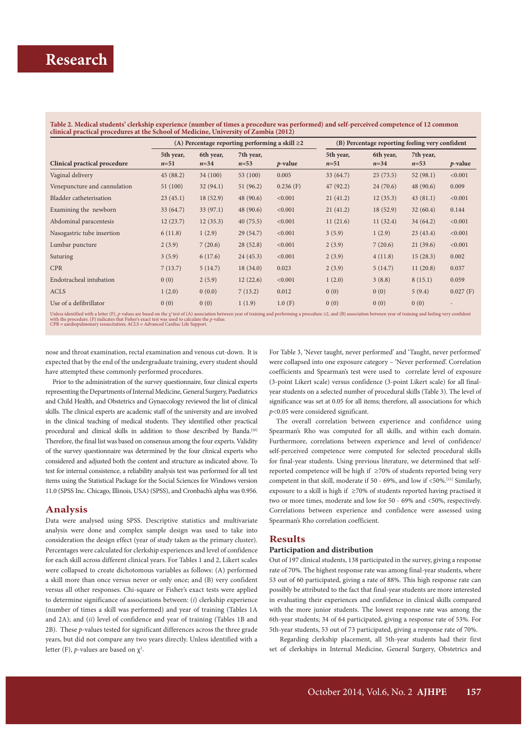**Table 2. Medical students' clerkship experience (number of times a procedure was performed) and self-perceived competence of 12 common clinical practical procedures at the School of Medicine, University of Zambia (2012)**

| | (A) Percentage reporting performing a skill ≥2 | | | | (B) Percentage reporting feeling very confident | | | |
|---|---|---|---|---|---|---|---|---|
| Clinical practical procedure | 5th year, *n*=51 | 6th year, *n*=34 | 7th year, *n*=53 | *p*-value | 5th year, *n*=51 | 6th year, *n*=34 | 7th year, *n*=53 | *p*-value |
| Vaginal delivery | 45 (88.2) | 34 (100) | 53 (100) | 0.005 | 33 (64.7) | 25 (73.5) | 52 (98.1) | <0.001 |
| Venepuncture and cannulation | 51 (100) | 32 (94.1) | 51 (96.2) | 0.236 (F) | 47 (92.2) | 24 (70.6) | 48 (90.6) | 0.009 |
| Bladder catheterisation | 23 (45.1) | 18 (52.9) | 48 (90.6) | <0.001 | 21 (41.2) | 12 (35.3) | 43 (81.1) | <0.001 |
| Examining the newborn | 33 (64.7) | 33 (97.1) | 48 (90.6) | <0.001 | 21 (41.2) | 18 (52.9) | 32 (60.4) | 0.144 |
| Abdominal paracentesis | 12 (23.7) | 12 (35.3) | 40 (75.5) | <0.001 | 11 (21.6) | 11 (32.4) | 34 (64.2) | <0.001 |
| Nasogastric tube insertion | 6 (11.8) | 1 (2.9) | 29 (54.7) | <0.001 | 3 (5.9) | 1 (2.9) | 23 (43.4) | <0.001 |
| Lumbar puncture | 2 (3.9) | 7 (20.6) | 28 (52.8) | <0.001 | 2 (3.9) | 7 (20.6) | 21 (39.6) | <0.001 |
| Suturing | 3 (5.9) | 6 (17.6) | 24 (45.3) | <0.001 | 2 (3.9) | 4 (11.8) | 15 (28.3) | 0.002 |
| CPR | 7 (13.7) | 5 (14.7) | 18 (34.0) | 0.023 | 2 (3.9) | 5 (14.7) | 11 (20.8) | 0.037 |
| Endotracheal intubation | 0 (0) | 2 (5.9) | 12 (22.6) | <0.001 | 1 (2.0) | 3 (8.8) | 8 (15.1) | 0.059 |
| ACLS | 1 (2.0) | 0 (0.0) | 7 (13.2) | 0.012 | 0 (0) | 0 (0) | 5 (9.4) | 0.027 (F) |
| Use of a defibrillator | 0 (0) | 0 (0) | 1 (1.9) | 1.0 (F) | 0 (0) | 0 (0) | 0 (0) | - |

Unless identified with a letter (F), *p*-values are based on the $\chi^2$ test of (A) association between year of training and performing a procedure ≥2, and (B) association between year of training and feeling very confident with the procedure. (F) indicates that Fisher's exact test was used to calculate the *p*-value.
CPR = cardiopulmonary resuscitation; ACLS = Advanced Cardiac Life Support.

nose and throat examination, rectal examination and venous cut-down. It is expected that by the end of the undergraduate training, every student should have attempted these commonly performed procedures.

Prior to the administration of the survey questionnaire, four clinical experts representing the Departments of Internal Medicine, General Surgery, Paediatrics and Child Health, and Obstetrics and Gynaecology reviewed the list of clinical skills. The clinical experts are academic staff of the university and are involved in the clinical teaching of medical students. They identified other practical procedural and clinical skills in addition to those described by Banda.[10] Therefore, the final list was based on consensus among the four experts. Validity of the survey questionnaire was determined by the four clinical experts who considered and adjusted both the content and structure as indicated above. To test for internal consistence, a reliability analysis test was performed for all test items using the Statistical Package for the Social Sciences for Windows version 11.0 (SPSS Inc. Chicago, Illinois, USA) (SPSS), and Cronbach's alpha was 0.956.

## Analysis

Data were analysed using SPSS. Descriptive statistics and multivariate analysis were done and complex sample design was used to take into consideration the design effect (year of study taken as the primary cluster). Percentages were calculated for clerkship experiences and level of confidence for each skill across different clinical years. For Tables 1 and 2, Likert scales were collapsed to create dichotomous variables as follows: (A) performed a skill more than once versus never or only once; and (B) very confident versus all other responses. Chi-square or Fisher's exact tests were applied to determine significance of associations between: (*i*) clerkship experience (number of times a skill was performed) and year of training (Tables 1A and 2A); and (*ii*) level of confidence and year of training (Tables 1B and 2B). These *p*-values tested for significant differences across the three grade years, but did not compare any two years directly. Unless identified with a letter (F), *p*-values are based on $\chi^2$.

For Table 3, 'Never taught, never performed' and 'Taught, never performed' were collapsed into one exposure category – 'Never performed'. Correlation coefficients and Spearman's test were used to correlate level of exposure (3-point Likert scale) versus confidence (3-point Likert scale) for all final-year students on a selected number of procedural skills (Table 3). The level of significance was set at 0.05 for all items; therefore, all associations for which $p<0.05$ were considered significant.

The overall correlation between experience and confidence using Spearman's Rho was computed for all skills, and within each domain. Furthermore, correlations between experience and level of confidence/self-perceived competence were computed for selected procedural skills for final-year students. Using previous literature, we determined that self-reported competence will be high if ≥70% of students reported being very competent in that skill, moderate if 50 - 69%, and low if <50%.[11] Similarly, exposure to a skill is high if ≥70% of students reported having practised it two or more times, moderate and low for 50 - 69% and <50%, respectively. Correlations between experience and confidence were assessed using Spearman's Rho correlation coefficient.

## Results

### Participation and distribution

Out of 197 clinical students, 138 participated in the survey, giving a response rate of 70%. The highest response rate was among final-year students, where 53 out of 60 participated, giving a rate of 88%. This high response rate can possibly be attributed to the fact that final-year students are more interested in evaluating their experiences and confidence in clinical skills compared with the more junior students. The lowest response rate was among the 6th-year students; 34 of 64 participated, giving a response rate of 53%. For 5th-year students, 53 out of 73 participated, giving a response rate of 70%.

Regarding clerkship placement, all 5th-year students had their first set of clerkships in Internal Medicine, General Surgery, Obstetrics and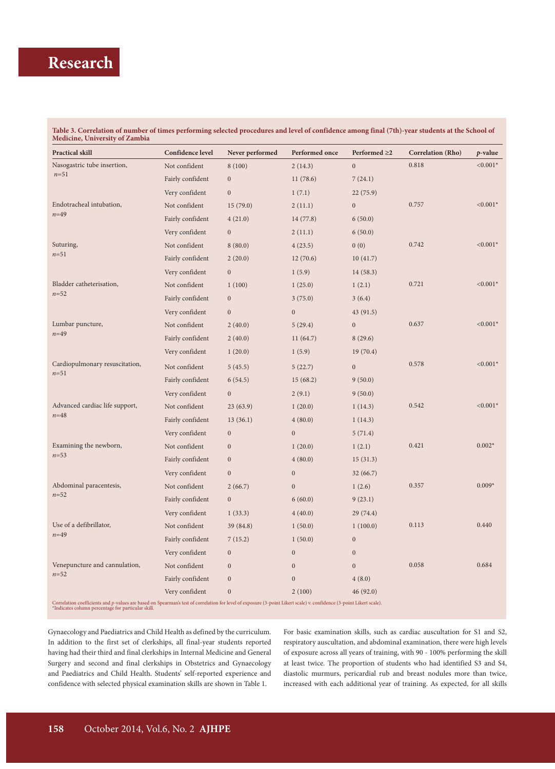**Table 3. Correlation of number of times performing selected procedures and level of confidence among final (7th)-year students at the School of Medicine, University of Zambia**

| Practical skill | Confidence level | Never performed | Performed once | Performed ≥2 | Correlation (Rho) | *p*-value |
|---|---|---|---|---|---|---|
| Nasogastric tube insertion, *n*=51 | Not confident | 8 (100) | 2 (14.3) | 0 | 0.818 | <0.001* |
| | Fairly confident | 0 | 11 (78.6) | 7 (24.1) | | |
| | Very confident | 0 | 1 (7.1) | 22 (75.9) | | |
| Endotracheal intubation, *n*=49 | Not confident | 15 (79.0) | 2 (11.1) | 0 | 0.757 | <0.001* |
| | Fairly confident | 4 (21.0) | 14 (77.8) | 6 (50.0) | | |
| | Very confident | 0 | 2 (11.1) | 6 (50.0) | | |
| Suturing, *n*=51 | Not confident | 8 (80.0) | 4 (23.5) | 0 (0) | 0.742 | <0.001* |
| | Fairly confident | 2 (20.0) | 12 (70.6) | 10 (41.7) | | |
| | Very confident | 0 | 1 (5.9) | 14 (58.3) | | |
| Bladder catheterisation, *n*=52 | Not confident | 1 (100) | 1 (25.0) | 1 (2.1) | 0.721 | <0.001* |
| | Fairly confident | 0 | 3 (75.0) | 3 (6.4) | | |
| | Very confident | 0 | 0 | 43 (91.5) | | |
| Lumbar puncture, *n*=49 | Not confident | 2 (40.0) | 5 (29.4) | 0 | 0.637 | <0.001* |
| | Fairly confident | 2 (40.0) | 11 (64.7) | 8 (29.6) | | |
| | Very confident | 1 (20.0) | 1 (5.9) | 19 (70.4) | | |
| Cardiopulmonary resuscitation, *n*=51 | Not confident | 5 (45.5) | 5 (22.7) | 0 | 0.578 | <0.001* |
| | Fairly confident | 6 (54.5) | 15 (68.2) | 9 (50.0) | | |
| | Very confident | 0 | 2 (9.1) | 9 (50.0) | | |
| Advanced cardiac life support, *n*=48 | Not confident | 23 (63.9) | 1 (20.0) | 1 (14.3) | 0.542 | <0.001* |
| | Fairly confident | 13 (36.1) | 4 (80.0) | 1 (14.3) | | |
| | Very confident | 0 | 0 | 5 (71.4) | | |
| Examining the newborn, *n*=53 | Not confident | 0 | 1 (20.0) | 1 (2.1) | 0.421 | 0.002* |
| | Fairly confident | 0 | 4 (80.0) | 15 (31.3) | | |
| | Very confident | 0 | 0 | 32 (66.7) | | |
| Abdominal paracentesis, *n*=52 | Not confident | 2 (66.7) | 0 | 1 (2.6) | 0.357 | 0.009* |
| | Fairly confident | 0 | 6 (60.0) | 9 (23.1) | | |
| | Very confident | 1 (33.3) | 4 (40.0) | 29 (74.4) | | |
| Use of a defibrillator, *n*=49 | Not confident | 39 (84.8) | 1 (50.0) | 1 (100.0) | 0.113 | 0.440 |
| | Fairly confident | 7 (15.2) | 1 (50.0) | 0 | | |
| | Very confident | 0 | 0 | 0 | | |
| Venepuncture and cannulation, *n*=52 | Not confident | 0 | 0 | 0 | 0.058 | 0.684 |
| | Fairly confident | 0 | 0 | 4 (8.0) | | |
| | Very confident | 0 | 2 (100) | 46 (92.0) | | |

Correlation coefficients and *p*-values are based on Spearman's test of correlation for level of exposure (3-point Likert scale) v. confidence (3-point Likert scale).
*Indicates column percentage for particular skill.

Gynaecology and Paediatrics and Child Health as defined by the curriculum. In addition to the first set of clerkships, all final-year students reported having had their third and final clerkships in Internal Medicine and General Surgery and second and final clerkships in Obstetrics and Gynaecology and Paediatrics and Child Health. Students' self-reported experience and confidence with selected physical examination skills are shown in Table 1.

For basic examination skills, such as cardiac auscultation for S1 and S2, respiratory auscultation, and abdominal examination, there were high levels of exposure across all years of training, with 90 - 100% performing the skill at least twice. The proportion of students who had identified S3 and S4, diastolic murmurs, pericardial rub and breast nodules more than twice, increased with each additional year of training. As expected, for all skills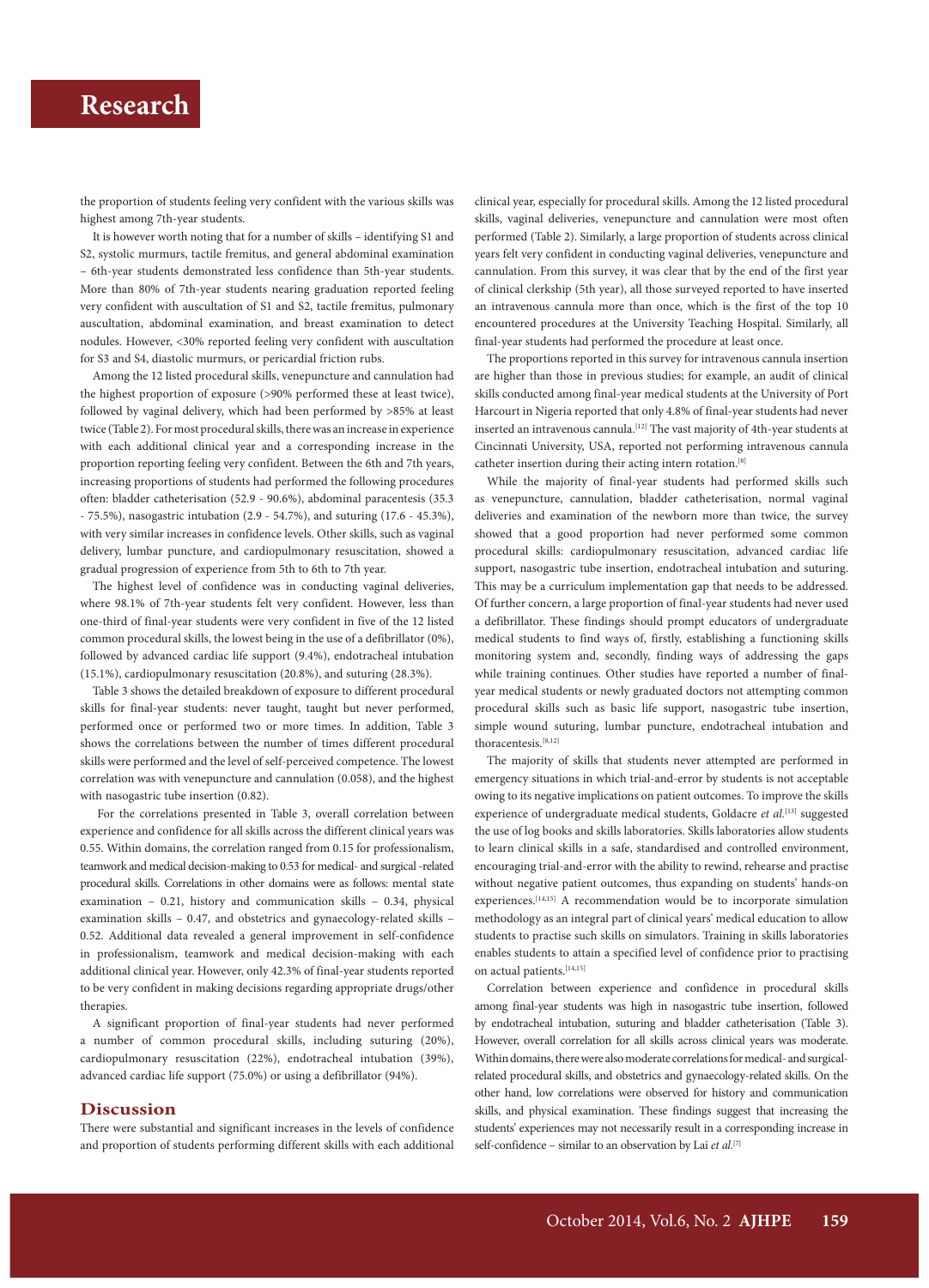the proportion of students feeling very confident with the various skills was highest among 7th-year students.

It is however worth noting that for a number of skills – identifying S1 and S2, systolic murmurs, tactile fremitus, and general abdominal examination – 6th-year students demonstrated less confidence than 5th-year students. More than 80% of 7th-year students nearing graduation reported feeling very confident with auscultation of S1 and S2, tactile fremitus, pulmonary auscultation, abdominal examination, and breast examination to detect nodules. However, <30% reported feeling very confident with auscultation for S3 and S4, diastolic murmurs, or pericardial friction rubs.

Among the 12 listed procedural skills, venepuncture and cannulation had the highest proportion of exposure (>90% performed these at least twice), followed by vaginal delivery, which had been performed by >85% at least twice (Table 2). For most procedural skills, there was an increase in experience with each additional clinical year and a corresponding increase in the proportion reporting feeling very confident. Between the 6th and 7th years, increasing proportions of students had performed the following procedures often: bladder catheterisation (52.9 - 90.6%), abdominal paracentesis (35.3 - 75.5%), nasogastric intubation (2.9 - 54.7%), and suturing (17.6 - 45.3%), with very similar increases in confidence levels. Other skills, such as vaginal delivery, lumbar puncture, and cardiopulmonary resuscitation, showed a gradual progression of experience from 5th to 6th to 7th year.

The highest level of confidence was in conducting vaginal deliveries, where 98.1% of 7th-year students felt very confident. However, less than one-third of final-year students were very confident in five of the 12 listed common procedural skills, the lowest being in the use of a defibrillator (0%), followed by advanced cardiac life support (9.4%), endotracheal intubation (15.1%), cardiopulmonary resuscitation (20.8%), and suturing (28.3%).

Table 3 shows the detailed breakdown of exposure to different procedural skills for final-year students: never taught, taught but never performed, performed once or performed two or more times. In addition, Table 3 shows the correlations between the number of times different procedural skills were performed and the level of self-perceived competence. The lowest correlation was with venepuncture and cannulation (0.058), and the highest with nasogastric tube insertion (0.82).

For the correlations presented in Table 3, overall correlation between experience and confidence for all skills across the different clinical years was 0.55. Within domains, the correlation ranged from 0.15 for professionalism, teamwork and medical decision-making to 0.53 for medical- and surgical-related procedural skills. Correlations in other domains were as follows: mental state examination – 0.21, history and communication skills – 0.34, physical examination skills – 0.47, and obstetrics and gynaecology-related skills – 0.52. Additional data revealed a general improvement in self-confidence in professionalism, teamwork and medical decision-making with each additional clinical year. However, only 42.3% of final-year students reported to be very confident in making decisions regarding appropriate drugs/other therapies.

A significant proportion of final-year students had never performed a number of common procedural skills, including suturing (20%), cardiopulmonary resuscitation (22%), endotracheal intubation (39%), advanced cardiac life support (75.0%) or using a defibrillator (94%).

## Discussion

There were substantial and significant increases in the levels of confidence and proportion of students performing different skills with each additional clinical year, especially for procedural skills. Among the 12 listed procedural skills, vaginal deliveries, venepuncture and cannulation were most often performed (Table 2). Similarly, a large proportion of students across clinical years felt very confident in conducting vaginal deliveries, venepuncture and cannulation. From this survey, it was clear that by the end of the first year of clinical clerkship (5th year), all those surveyed reported to have inserted an intravenous cannula more than once, which is the first of the top 10 encountered procedures at the University Teaching Hospital. Similarly, all final-year students had performed the procedure at least once.

The proportions reported in this survey for intravenous cannula insertion are higher than those in previous studies; for example, an audit of clinical skills conducted among final-year medical students at the University of Port Harcourt in Nigeria reported that only 4.8% of final-year students had never inserted an intravenous cannula.[12] The vast majority of 4th-year students at Cincinnati University, USA, reported not performing intravenous cannula catheter insertion during their acting intern rotation.[8]

While the majority of final-year students had performed skills such as venepuncture, cannulation, bladder catheterisation, normal vaginal deliveries and examination of the newborn more than twice, the survey showed that a good proportion had never performed some common procedural skills: cardiopulmonary resuscitation, advanced cardiac life support, nasogastric tube insertion, endotracheal intubation and suturing. This may be a curriculum implementation gap that needs to be addressed. Of further concern, a large proportion of final-year students had never used a defibrillator. These findings should prompt educators of undergraduate medical students to find ways of, firstly, establishing a functioning skills monitoring system and, secondly, finding ways of addressing the gaps while training continues. Other studies have reported a number of final-year medical students or newly graduated doctors not attempting common procedural skills such as basic life support, nasogastric tube insertion, simple wound suturing, lumbar puncture, endotracheal intubation and thoracentesis.[8,12]

The majority of skills that students never attempted are performed in emergency situations in which trial-and-error by students is not acceptable owing to its negative implications on patient outcomes. To improve the skills experience of undergraduate medical students, Goldacre *et al.*[13] suggested the use of log books and skills laboratories. Skills laboratories allow students to learn clinical skills in a safe, standardised and controlled environment, encouraging trial-and-error with the ability to rewind, rehearse and practise without negative patient outcomes, thus expanding on students' hands-on experiences.[14,15] A recommendation would be to incorporate simulation methodology as an integral part of clinical years' medical education to allow students to practise such skills on simulators. Training in skills laboratories enables students to attain a specified level of confidence prior to practising on actual patients.[14,15]

Correlation between experience and confidence in procedural skills among final-year students was high in nasogastric tube insertion, followed by endotracheal intubation, suturing and bladder catheterisation (Table 3). However, overall correlation for all skills across clinical years was moderate. Within domains, there were also moderate correlations for medical- and surgical-related procedural skills, and obstetrics and gynaecology-related skills. On the other hand, low correlations were observed for history and communication skills, and physical examination. These findings suggest that increasing the students' experiences may not necessarily result in a corresponding increase in self-confidence – similar to an observation by Lai *et al.*[7]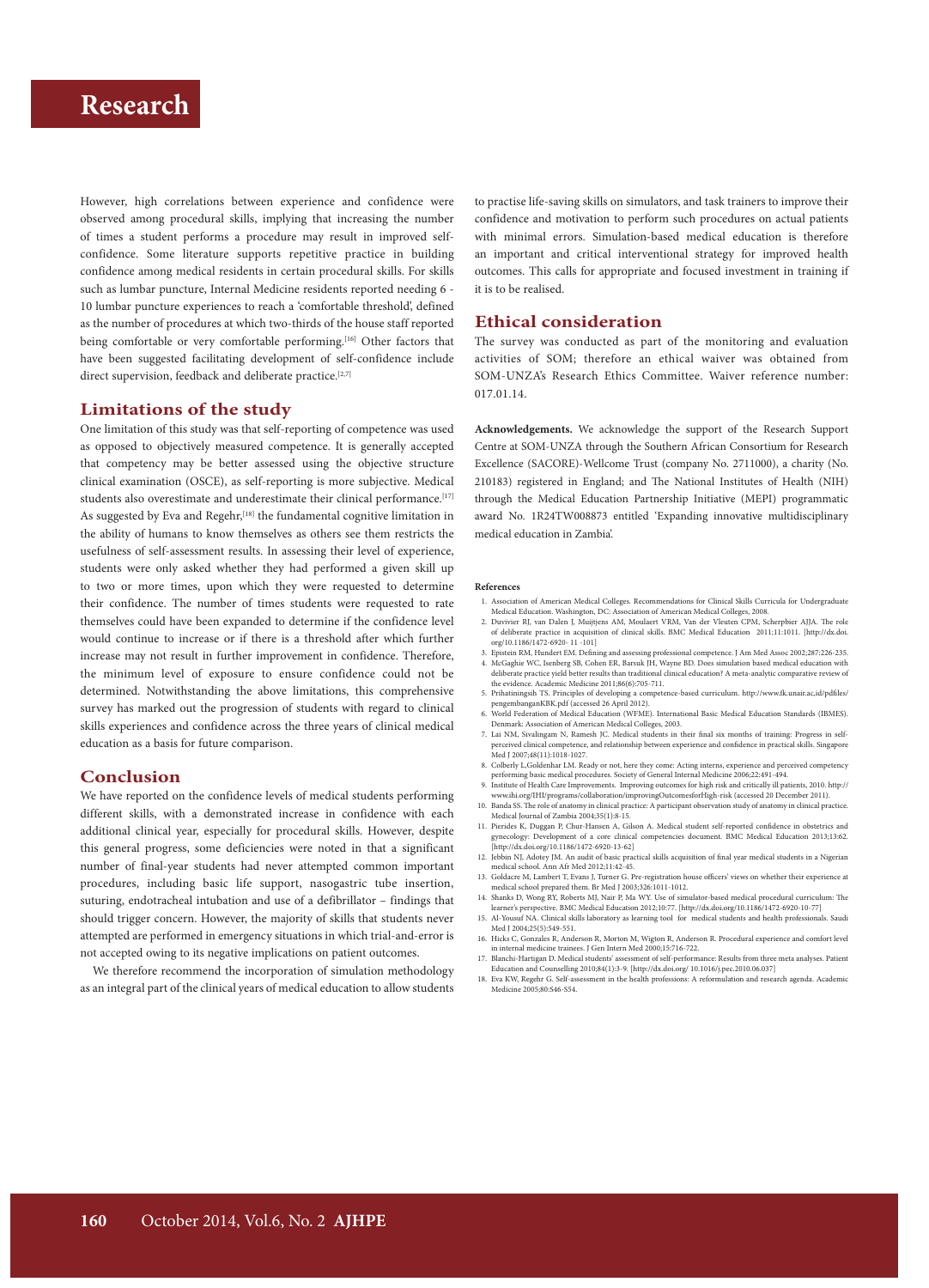However, high correlations between experience and confidence were observed among procedural skills, implying that increasing the number of times a student performs a procedure may result in improved self-confidence. Some literature supports repetitive practice in building confidence among medical residents in certain procedural skills. For skills such as lumbar puncture, Internal Medicine residents reported needing 6 - 10 lumbar puncture experiences to reach a 'comfortable threshold', defined as the number of procedures at which two-thirds of the house staff reported being comfortable or very comfortable performing.[16] Other factors that have been suggested facilitating development of self-confidence include direct supervision, feedback and deliberate practice.[2,7]

## Limitations of the study

One limitation of this study was that self-reporting of competence was used as opposed to objectively measured competence. It is generally accepted that competency may be better assessed using the objective structure clinical examination (OSCE), as self-reporting is more subjective. Medical students also overestimate and underestimate their clinical performance.[17] As suggested by Eva and Regehr,[18] the fundamental cognitive limitation in the ability of humans to know themselves as others see them restricts the usefulness of self-assessment results. In assessing their level of experience, students were only asked whether they had performed a given skill up to two or more times, upon which they were requested to determine their confidence. The number of times students were requested to rate themselves could have been expanded to determine if the confidence level would continue to increase or if there is a threshold after which further increase may not result in further improvement in confidence. Therefore, the minimum level of exposure to ensure confidence could not be determined. Notwithstanding the above limitations, this comprehensive survey has marked out the progression of students with regard to clinical skills experiences and confidence across the three years of clinical medical education as a basis for future comparison.

## Conclusion

We have reported on the confidence levels of medical students performing different skills, with a demonstrated increase in confidence with each additional clinical year, especially for procedural skills. However, despite this general progress, some deficiencies were noted in that a significant number of final-year students had never attempted common important procedures, including basic life support, nasogastric tube insertion, suturing, endotracheal intubation and use of a defibrillator – findings that should trigger concern. However, the majority of skills that students never attempted are performed in emergency situations in which trial-and-error is not accepted owing to its negative implications on patient outcomes.

We therefore recommend the incorporation of simulation methodology as an integral part of the clinical years of medical education to allow students to practise life-saving skills on simulators, and task trainers to improve their confidence and motivation to perform such procedures on actual patients with minimal errors. Simulation-based medical education is therefore an important and critical interventional strategy for improved health outcomes. This calls for appropriate and focused investment in training if it is to be realised.

## Ethical consideration

The survey was conducted as part of the monitoring and evaluation activities of SOM; therefore an ethical waiver was obtained from SOM-UNZA's Research Ethics Committee. Waiver reference number: 017.01.14.

**Acknowledgements.** We acknowledge the support of the Research Support Centre at SOM-UNZA through the Southern African Consortium for Research Excellence (SACORE)-Wellcome Trust (company No. 2711000), a charity (No. 210183) registered in England; and The National Institutes of Health (NIH) through the Medical Education Partnership Initiative (MEPI) programmatic award No. 1R24TW008873 entitled 'Expanding innovative multidisciplinary medical education in Zambia'.

**References**

1. Association of American Medical Colleges. Recommendations for Clinical Skills Curricula for Undergraduate Medical Education. Washington, DC: Association of American Medical Colleges, 2008.
2. Duvivier RJ, van Dalen J, Muijtjens AM, Moulaert VRM, Van der Vleuten CPM, Scherpbier AJJA. The role of deliberate practice in acquisition of clinical skills. BMC Medical Education 2011;11:1011. [http://dx.doi.org/10.1186/1472-6920- 11 -101]
3. Epistein RM, Hundert EM. Defining and assessing professional competence. J Am Med Assoc 2002;287:226-235.
4. McGaghie WC, Isenberg SB, Cohen ER, Barsuk JH, Wayne BD. Does simulation based medical education with deliberate practice yield better results than traditional clinical education? A meta-analytic comparative review of the evidence. Academic Medicine 2011;86(6):705-711.
5. Prihatiningsih TS. Principles of developing a competence-based curriculum. http://www.fk.unair.ac.id/pdfiles/pengembanganKBK.pdf (accessed 26 April 2012).
6. World Federation of Medical Education (WFME). International Basic Medical Education Standards (IBMES). Denmark: Association of American Medical Colleges, 2003.
7. Lai NM, Sivalingam N, Ramesh JC. Medical students in their final six months of training: Progress in self-perceived clinical competence, and relationship between experience and confidence in practical skills. Singapore Med J 2007;48(11):1018-1027.
8. Colberly L,Goldenhar LM. Ready or not, here they come: Acting interns, experience and perceived competency performing basic medical procedures. Society of General Internal Medicine 2006;22:491-494.
9. Institute of Health Care Improvements. Improving outcomes for high risk and critically ill patients, 2010. http://www.ihi.org/IHI/programs/collaboration/improvingOutcomesforHigh-risk (accessed 20 December 2011).
10. Banda SS. The role of anatomy in clinical practice: A participant observation study of anatomy in clinical practice. Medical Journal of Zambia 2004;35(1):8-15.
11. Pierides K, Duggan P, Chur-Hansen A, Gilson A. Medical student self-reported confidence in obstetrics and gynecology: Development of a core clinical competencies document. BMC Medical Education 2013;13:62. [http://dx.doi.org/10.1186/1472-6920-13-62]
12. Jebbin NJ, Adotey JM. An audit of basic practical skills acquisition of final year medical students in a Nigerian medical school. Ann Afr Med 2012;11:42-45.
13. Goldacre M, Lambert T, Evans J, Turner G. Pre-registration house officers' views on whether their experience at medical school prepared them. Br Med J 2003;326:1011-1012.
14. Shanks D, Wong RY, Roberts MJ, Nair P, Ma WY. Use of simulator-based medical procedural curriculum: The learner's perspective. BMC Medical Education 2012;10:77. [http://dx.doi.org/10.1186/1472-6920-10-77]
15. Al-Yousuf NA. Clinical skills laboratory as learning tool for medical students and health professionals. Saudi Med J 2004;25(5):549-551.
16. Hicks C, Gonzales R, Anderson R, Morton M, Wigton R, Anderson R. Procedural experience and comfort level in internal medicine trainees. J Gen Intern Med 2000;15:716-722.
17. Blanchi-Hartigan D. Medical students' assessment of self-performance: Results from three meta analyses. Patient Education and Counselling 2010;84(1):3-9. [http://dx.doi.org/ 10.1016/j.pec.2010.06.037]
18. Eva KW, Regehr G. Self-assessment in the health professions: A reformulation and research agenda. Academic Medicine 2005;80:S46-S54.